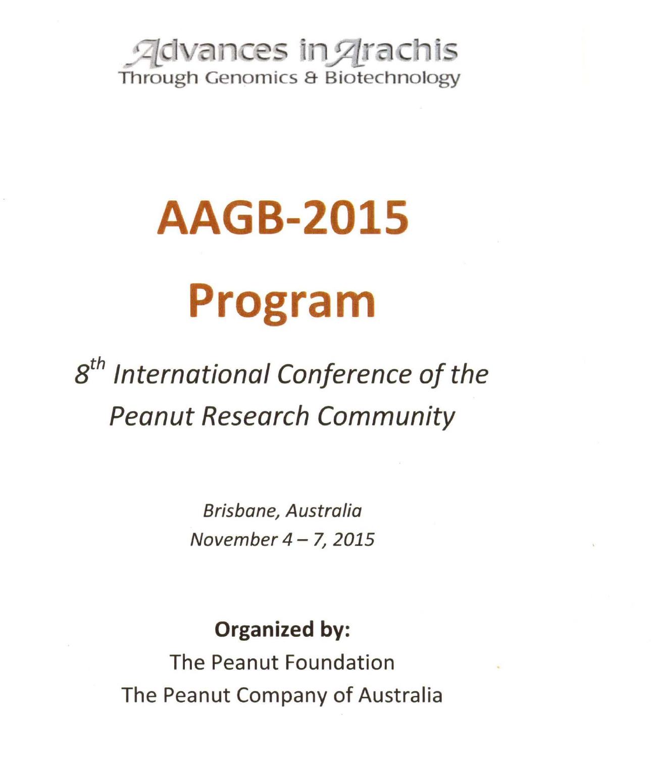Advances in Arachis
Through Genomics & Biotechnology

# AAGB-2015

# Program

## *8th International Conference of the Peanut Research Community*

*Brisbane, Australia*
*November 4 – 7, 2015*

**Organized by:**

The Peanut Foundation
The Peanut Company of Australia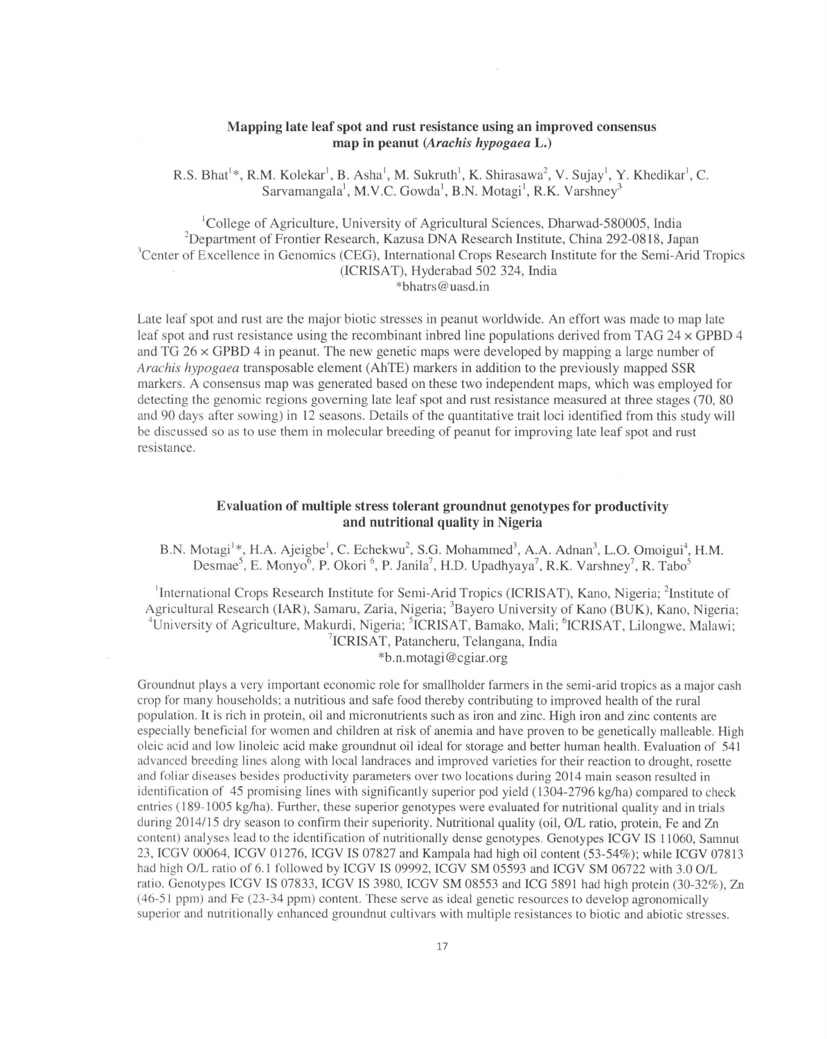## Mapping late leaf spot and rust resistance using an improved consensus map in peanut (*Arachis hypogaea* L.)

R.S. Bhat[1]*, R.M. Kolekar[1], B. Asha[1], M. Sukruth[1], K. Shirasawa[2], V. Sujay[1], Y. Khedikar[1], C. Sarvamangala[1], M.V.C. Gowda[1], B.N. Motagi[1], R.K. Varshney[3]

[1]College of Agriculture, University of Agricultural Sciences, Dharwad-580005, India
[2]Department of Frontier Research, Kazusa DNA Research Institute, China 292-0818, Japan
[3]Center of Excellence in Genomics (CEG), International Crops Research Institute for the Semi-Arid Tropics (ICRISAT), Hyderabad 502 324, India
*bhatrs@uasd.in

Late leaf spot and rust are the major biotic stresses in peanut worldwide. An effort was made to map late leaf spot and rust resistance using the recombinant inbred line populations derived from TAG 24 × GPBD 4 and TG 26 × GPBD 4 in peanut. The new genetic maps were developed by mapping a large number of *Arachis hypogaea* transposable element (AhTE) markers in addition to the previously mapped SSR markers. A consensus map was generated based on these two independent maps, which was employed for detecting the genomic regions governing late leaf spot and rust resistance measured at three stages (70, 80 and 90 days after sowing) in 12 seasons. Details of the quantitative trait loci identified from this study will be discussed so as to use them in molecular breeding of peanut for improving late leaf spot and rust resistance.

## Evaluation of multiple stress tolerant groundnut genotypes for productivity and nutritional quality in Nigeria

B.N. Motagi[1]*, H.A. Ajeigbe[1], C. Echekwu[2], S.G. Mohammed[3], A.A. Adnan[3], L.O. Omoigui[4], H.M. Desmae[5], E. Monyo[6], P. Okori [6], P. Janila[7], H.D. Upadhyaya[7], R.K. Varshney[7], R. Tabo[5]

[1]International Crops Research Institute for Semi-Arid Tropics (ICRISAT), Kano, Nigeria; [2]Institute of Agricultural Research (IAR), Samaru, Zaria, Nigeria; [3]Bayero University of Kano (BUK), Kano, Nigeria; [4]University of Agriculture, Makurdi, Nigeria; [5]ICRISAT, Bamako, Mali; [6]ICRISAT, Lilongwe, Malawi; [7]ICRISAT, Patancheru, Telangana, India
*b.n.motagi@cgiar.org

Groundnut plays a very important economic role for smallholder farmers in the semi-arid tropics as a major cash crop for many households; a nutritious and safe food thereby contributing to improved health of the rural population. It is rich in protein, oil and micronutrients such as iron and zinc. High iron and zinc contents are especially beneficial for women and children at risk of anemia and have proven to be genetically malleable. High oleic acid and low linoleic acid make groundnut oil ideal for storage and better human health. Evaluation of 541 advanced breeding lines along with local landraces and improved varieties for their reaction to drought, rosette and foliar diseases besides productivity parameters over two locations during 2014 main season resulted in identification of 45 promising lines with significantly superior pod yield (1304-2796 kg/ha) compared to check entries (189-1005 kg/ha). Further, these superior genotypes were evaluated for nutritional quality and in trials during 2014/15 dry season to confirm their superiority. Nutritional quality (oil, O/L ratio, protein, Fe and Zn content) analyses lead to the identification of nutritionally dense genotypes. Genotypes ICGV IS 11060, Samnut 23, ICGV 00064, ICGV 01276, ICGV IS 07827 and Kampala had high oil content (53-54%); while ICGV 07813 had high O/L ratio of 6.1 followed by ICGV IS 09992, ICGV SM 05593 and ICGV SM 06722 with 3.0 O/L ratio. Genotypes ICGV IS 07833, ICGV IS 3980, ICGV SM 08553 and ICG 5891 had high protein (30-32%), Zn (46-51 ppm) and Fe (23-34 ppm) content. These serve as ideal genetic resources to develop agronomically superior and nutritionally enhanced groundnut cultivars with multiple resistances to biotic and abiotic stresses.